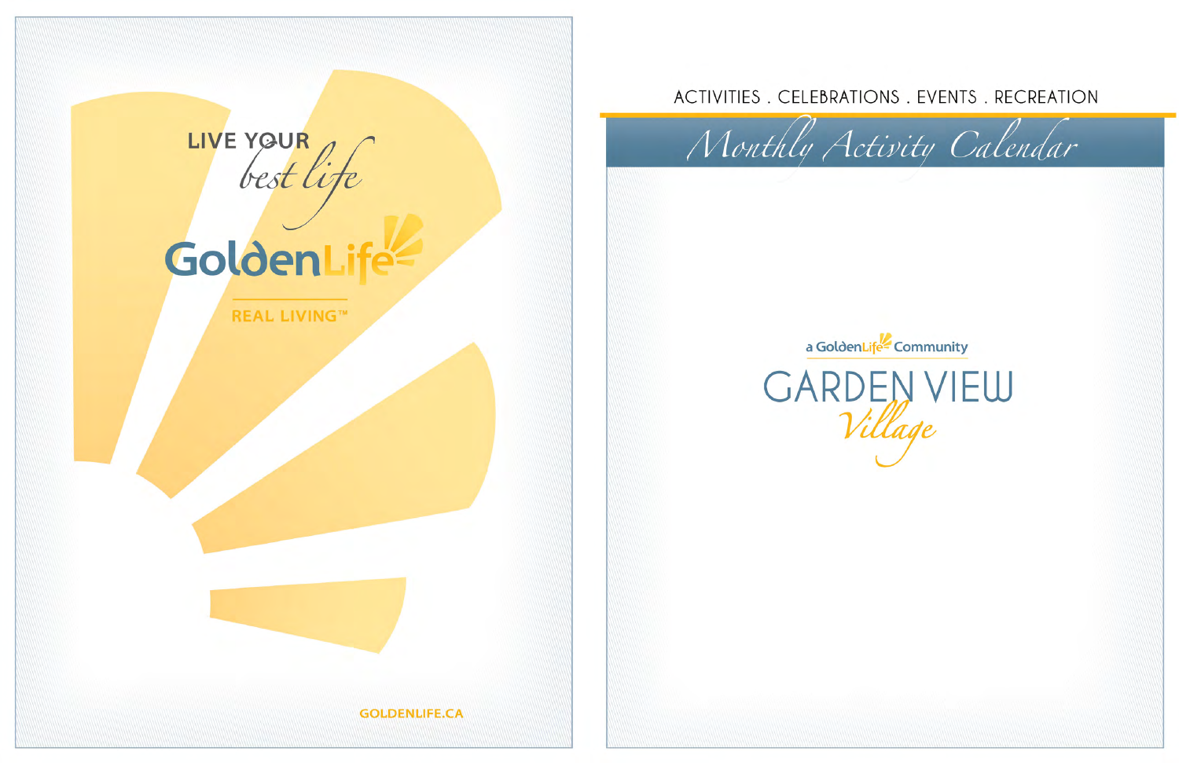LIVE YOUR *best life*

GoldenLife

REAL LIVING™

GOLDENLIFE.CA

ACTIVITIES . CELEBRATIONS . EVENTS . RECREATION

# *Monthly Activity Calendar*

a GoldenLife Community

## GARDEN VIEW *Village*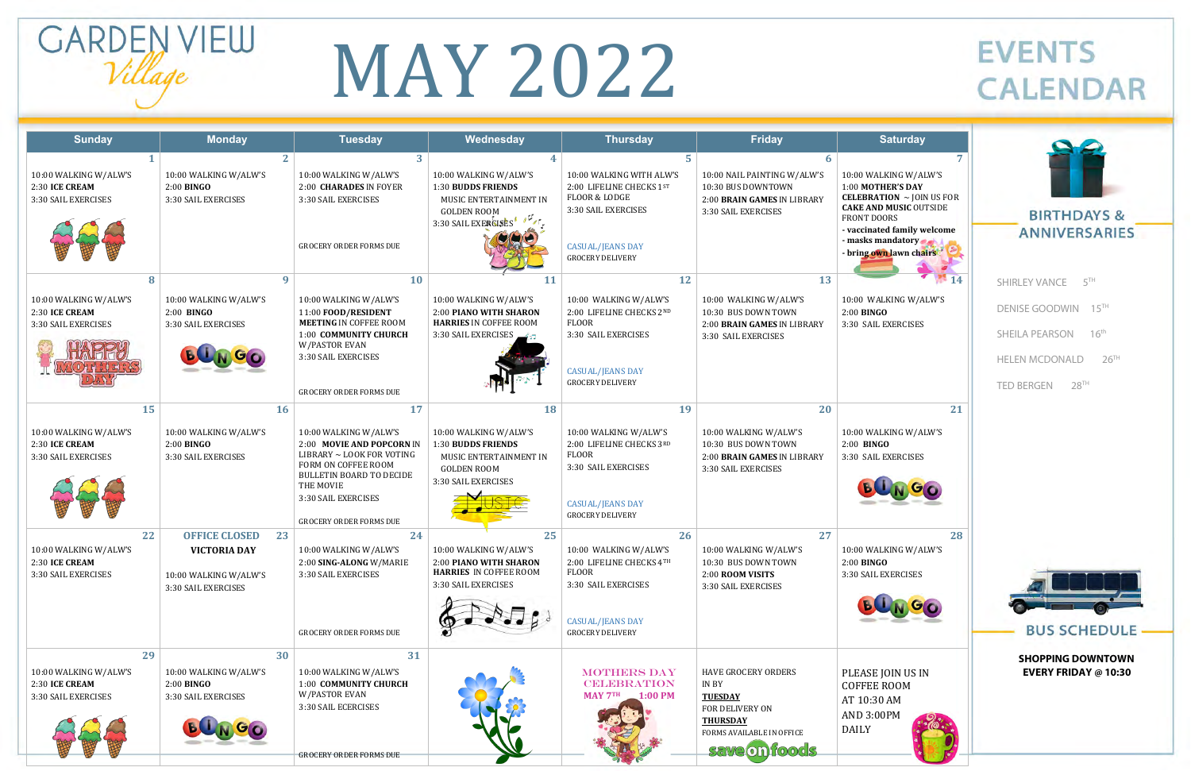# GARDEN VIEW Village

# MAY 2022

# EVENTS CALENDAR

| Sunday | Monday | Tuesday | Wednesday | Thursday | Friday | Saturday |
|---|---|---|---|---|---|---|
| 1<br>10:00 WALKING W/ALW'S<br>2:30 **ICE CREAM**<br>3:30 SAIL EXERCISES | 2<br>10:00 WALKING W/ALW'S<br>2:00 **BINGO**<br>3:30 SAIL EXERCISES | 3<br>10:00 WALKING W/ALW'S<br>2:00 **CHARADES** IN FOYER<br>3:30 SAIL EXERCISES<br>GROCERY ORDER FORMS DUE | 4<br>10:00 WALKING W/ALW'S<br>1:30 **BUDDS FRIENDS**<br>MUSIC ENTERTAINMENT IN GOLDEN ROOM<br>3:30 SAIL EXERCISES | 5<br>10:00 WALKING WITH ALW'S<br>2:00 LIFELINE CHECKS 1ST FLOOR & LODGE<br>3:30 SAIL EXERCISES<br>CASUAL/JEANS DAY<br>GROCERY DELIVERY | 6<br>10:00 NAIL PAINTING W/ALW'S<br>10:30 BUS DOWNTOWN<br>2:00 **BRAIN GAMES** IN LIBRARY<br>3:30 SAIL EXERCISES | 7<br>10:00 WALKING W/ALW'S<br>1:00 **MOTHER'S DAY CELEBRATION** ~ JOIN US FOR **CAKE AND MUSIC** OUTSIDE FRONT DOORS<br>**- vaccinated family welcome**<br>**- masks mandatory**<br>**- bring own lawn chairs** |
| 8<br>10:00 WALKING W/ALW'S<br>2:30 **ICE CREAM**<br>3:30 SAIL EXERCISES<br>HAPPY MOTHERS DAY | 9<br>10:00 WALKING W/ALW'S<br>2:00 **BINGO**<br>3:30 SAIL EXERCISES | 10<br>10:00 WALKING W/ALW'S<br>11:00 **FOOD/RESIDENT MEETING** IN COFFEE ROOM<br>1:00 **COMMUNITY CHURCH** W/PASTOR EVAN<br>3:30 SAIL EXERCISES<br>GROCERY ORDER FORMS DUE | 11<br>10:00 WALKING W/ALW'S<br>2:00 **PIANO WITH SHARON HARRIES** IN COFFEE ROOM<br>3:30 SAIL EXERCISES | 12<br>10:00 WALKING W/ALW'S<br>2:00 LIFELINE CHECKS 2ND FLOOR<br>3:30 SAIL EXERCISES<br>CASUAL/JEANS DAY<br>GROCERY DELIVERY | 13<br>10:00 WALKING W/ALW'S<br>10:30 BUS DOWNTOWN<br>2:00 **BRAIN GAMES** IN LIBRARY<br>3:30 SAIL EXERCISES | 14<br>10:00 WALKING W/ALW'S<br>2:00 **BINGO**<br>3:30 SAIL EXERCISES |
| 15<br>10:00 WALKING W/ALW'S<br>2:30 **ICE CREAM**<br>3:30 SAIL EXERCISES | 16<br>10:00 WALKING W/ALW'S<br>2:00 **BINGO**<br>3:30 SAIL EXERCISES | 17<br>10:00 WALKING W/ALW'S<br>2:00 **MOVIE AND POPCORN** IN LIBRARY ~ LOOK FOR VOTING FORM ON COFFEE ROOM BULLETIN BOARD TO DECIDE THE MOVIE<br>3:30 SAIL EXERCISES<br>GROCERY ORDER FORMS DUE | 18<br>10:00 WALKING W/ALW'S<br>1:30 **BUDDS FRIENDS**<br>MUSIC ENTERTAINMENT IN GOLDEN ROOM<br>3:30 SAIL EXERCISES | 19<br>10:00 WALKING W/ALW'S<br>2:00 LIFELINE CHECKS 3RD FLOOR<br>3:30 SAIL EXERCISES<br>CASUAL/JEANS DAY<br>GROCERY DELIVERY | 20<br>10:00 WALKING W/ALW'S<br>10:30 BUS DOWNTOWN<br>2:00 **BRAIN GAMES** IN LIBRARY<br>3:30 SAIL EXERCISES | 21<br>10:00 WALKING W/ALW'S<br>2:00 **BINGO**<br>3:30 SAIL EXERCISES |
| 22<br>10:00 WALKING W/ALW'S<br>2:30 **ICE CREAM**<br>3:30 SAIL EXERCISES | 23<br>**OFFICE CLOSED**<br>**VICTORIA DAY**<br>10:00 WALKING W/ALW'S<br>3:30 SAIL EXERCISES | 24<br>10:00 WALKING W/ALW'S<br>2:00 **SING-ALONG** W/MARIE<br>3:30 SAIL EXERCISES<br>GROCERY ORDER FORMS DUE | 25<br>10:00 WALKING W/ALW'S<br>2:00 **PIANO WITH SHARON HARRIES** IN COFFEE ROOM<br>3:30 SAIL EXERCISES | 26<br>10:00 WALKING W/ALW'S<br>2:00 LIFELINE CHECKS 4TH FLOOR<br>3:30 SAIL EXERCISES<br>CASUAL/JEANS DAY<br>GROCERY DELIVERY | 27<br>10:00 WALKING W/ALW'S<br>10:30 BUS DOWNTOWN<br>2:00 **ROOM VISITS**<br>3:30 SAIL EXERCISES | 28<br>10:00 WALKING W/ALW'S<br>2:00 **BINGO**<br>3:30 SAIL EXERCISES |
| 29<br>10:00 WALKING W/ALW'S<br>2:30 **ICE CREAM**<br>3:30 SAIL EXERCISES | 30<br>10:00 WALKING W/ALW'S<br>2:00 **BINGO**<br>3:30 SAIL EXERCISES | 31<br>10:00 WALKING W/ALW'S<br>1:00 **COMMUNITY CHURCH** W/PASTOR EVAN<br>3:30 SAIL ECERCISES<br>GROCERY ORDER FORMS DUE | | MOTHERS DAY CELEBRATION<br>MAY 7TH 1:00 PM | HAVE GROCERY ORDERS IN BY **TUESDAY** FOR DELIVERY ON **THURSDAY**<br>FORMS AVAILABLE IN OFFICE<br>save on foods | PLEASE JOIN US IN COFFEE ROOM AT 10:30 AM AND 3:00PM DAILY |

## BIRTHDAYS & ANNIVERSARIES

SHIRLEY VANCE 5TH
DENISE GOODWIN 15TH
SHEILA PEARSON 16th
HELEN MCDONALD 26TH
TED BERGEN 28TH

## BUS SCHEDULE

**SHOPPING DOWNTOWN**
**EVERY FRIDAY @ 10:30**